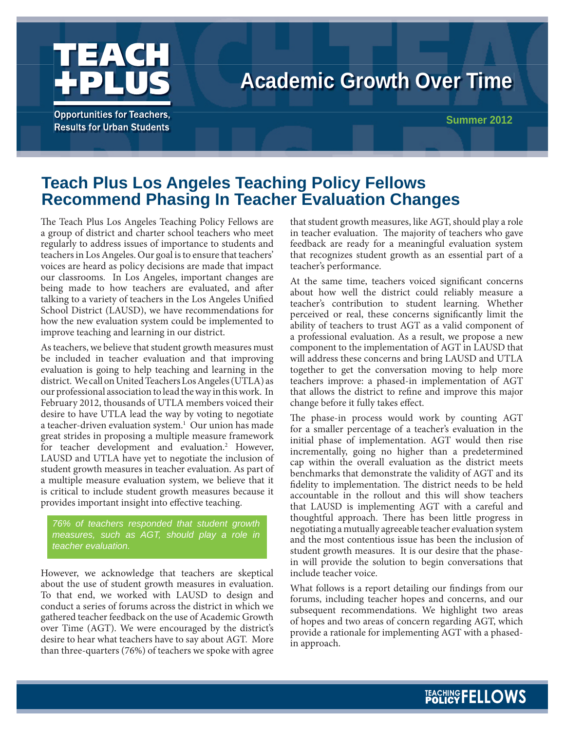# Academic Growth Over Time

Summer 2012

## Teach Plus Los Angeles Teaching Policy Fellows Recommend Phasing In Teacher Evaluation Changes

The Teach Plus Los Angeles Teaching Policy Fellows are a group of district and charter school teachers who meet regularly to address issues of importance to students and teachers in Los Angeles. Our goal is to ensure that teachers' voices are heard as policy decisions are made that impact our classrooms. In Los Angeles, important changes are being made to how teachers are evaluated, and after talking to a variety of teachers in the Los Angeles Unified School District (LAUSD), we have recommendations for how the new evaluation system could be implemented to improve teaching and learning in our district.

As teachers, we believe that student growth measures must be included in teacher evaluation and that improving evaluation is going to help teaching and learning in the district. We call on United Teachers Los Angeles (UTLA) as our professional association to lead the way in this work. In February 2012, thousands of UTLA members voiced their desire to have UTLA lead the way by voting to negotiate a teacher-driven evaluation system.[1] Our union has made great strides in proposing a multiple measure framework for teacher development and evaluation.[2] However, LAUSD and UTLA have yet to negotiate the inclusion of student growth measures in teacher evaluation. As part of a multiple measure evaluation system, we believe that it is critical to include student growth measures because it provides important insight into effective teaching.

> *76% of teachers responded that student growth measures, such as AGT, should play a role in teacher evaluation.*

However, we acknowledge that teachers are skeptical about the use of student growth measures in evaluation. To that end, we worked with LAUSD to design and conduct a series of forums across the district in which we gathered teacher feedback on the use of Academic Growth over Time (AGT). We were encouraged by the district's desire to hear what teachers have to say about AGT. More than three-quarters (76%) of teachers we spoke with agree that student growth measures, like AGT, should play a role in teacher evaluation. The majority of teachers who gave feedback are ready for a meaningful evaluation system that recognizes student growth as an essential part of a teacher's performance.

At the same time, teachers voiced significant concerns about how well the district could reliably measure a teacher's contribution to student learning. Whether perceived or real, these concerns significantly limit the ability of teachers to trust AGT as a valid component of a professional evaluation. As a result, we propose a new component to the implementation of AGT in LAUSD that will address these concerns and bring LAUSD and UTLA together to get the conversation moving to help more teachers improve: a phased-in implementation of AGT that allows the district to refine and improve this major change before it fully takes effect.

The phase-in process would work by counting AGT for a smaller percentage of a teacher's evaluation in the initial phase of implementation. AGT would then rise incrementally, going no higher than a predetermined cap within the overall evaluation as the district meets benchmarks that demonstrate the validity of AGT and its fidelity to implementation. The district needs to be held accountable in the rollout and this will show teachers that LAUSD is implementing AGT with a careful and thoughtful approach. There has been little progress in negotiating a mutually agreeable teacher evaluation system and the most contentious issue has been the inclusion of student growth measures. It is our desire that the phase-in will provide the solution to begin conversations that include teacher voice.

What follows is a report detailing our findings from our forums, including teacher hopes and concerns, and our subsequent recommendations. We highlight two areas of hopes and two areas of concern regarding AGT, which provide a rationale for implementing AGT with a phased-in approach.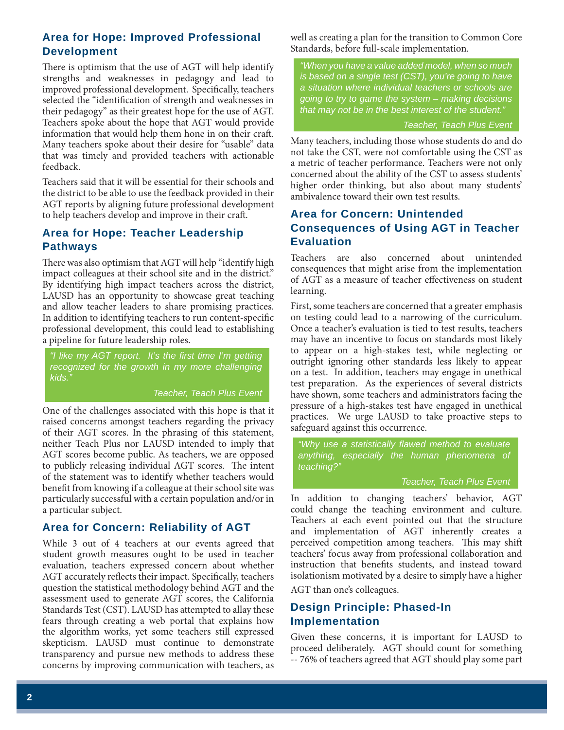## Area for Hope: Improved Professional Development

There is optimism that the use of AGT will help identify strengths and weaknesses in pedagogy and lead to improved professional development. Specifically, teachers selected the "identification of strength and weaknesses in their pedagogy" as their greatest hope for the use of AGT. Teachers spoke about the hope that AGT would provide information that would help them hone in on their craft. Many teachers spoke about their desire for "usable" data that was timely and provided teachers with actionable feedback.

Teachers said that it will be essential for their schools and the district to be able to use the feedback provided in their AGT reports by aligning future professional development to help teachers develop and improve in their craft.

## Area for Hope: Teacher Leadership Pathways

There was also optimism that AGT will help "identify high impact colleagues at their school site and in the district." By identifying high impact teachers across the district, LAUSD has an opportunity to showcase great teaching and allow teacher leaders to share promising practices. In addition to identifying teachers to run content-specific professional development, this could lead to establishing a pipeline for future leadership roles.

> *"I like my AGT report. It's the first time I'm getting recognized for the growth in my more challenging kids."*
>
> *Teacher, Teach Plus Event*

One of the challenges associated with this hope is that it raised concerns amongst teachers regarding the privacy of their AGT scores. In the phrasing of this statement, neither Teach Plus nor LAUSD intended to imply that AGT scores become public. As teachers, we are opposed to publicly releasing individual AGT scores. The intent of the statement was to identify whether teachers would benefit from knowing if a colleague at their school site was particularly successful with a certain population and/or in a particular subject.

## Area for Concern: Reliability of AGT

While 3 out of 4 teachers at our events agreed that student growth measures ought to be used in teacher evaluation, teachers expressed concern about whether AGT accurately reflects their impact. Specifically, teachers question the statistical methodology behind AGT and the assessment used to generate AGT scores, the California Standards Test (CST). LAUSD has attempted to allay these fears through creating a web portal that explains how the algorithm works, yet some teachers still expressed skepticism. LAUSD must continue to demonstrate transparency and pursue new methods to address these concerns by improving communication with teachers, as well as creating a plan for the transition to Common Core Standards, before full-scale implementation.

> *"When you have a value added model, when so much is based on a single test (CST), you're going to have a situation where individual teachers or schools are going to try to game the system – making decisions that may not be in the best interest of the student."*
>
> *Teacher, Teach Plus Event*

Many teachers, including those whose students do and do not take the CST, were not comfortable using the CST as a metric of teacher performance. Teachers were not only concerned about the ability of the CST to assess students' higher order thinking, but also about many students' ambivalence toward their own test results.

## Area for Concern: Unintended Consequences of Using AGT in Teacher Evaluation

Teachers are also concerned about unintended consequences that might arise from the implementation of AGT as a measure of teacher effectiveness on student learning.

First, some teachers are concerned that a greater emphasis on testing could lead to a narrowing of the curriculum. Once a teacher's evaluation is tied to test results, teachers may have an incentive to focus on standards most likely to appear on a high-stakes test, while neglecting or outright ignoring other standards less likely to appear on a test. In addition, teachers may engage in unethical test preparation. As the experiences of several districts have shown, some teachers and administrators facing the pressure of a high-stakes test have engaged in unethical practices. We urge LAUSD to take proactive steps to safeguard against this occurrence.

> *"Why use a statistically flawed method to evaluate anything, especially the human phenomena of teaching?"*
>
> *Teacher, Teach Plus Event*

In addition to changing teachers' behavior, AGT could change the teaching environment and culture. Teachers at each event pointed out that the structure and implementation of AGT inherently creates a perceived competition among teachers. This may shift teachers' focus away from professional collaboration and instruction that benefits students, and instead toward isolationism motivated by a desire to simply have a higher AGT than one's colleagues.

## Design Principle: Phased-In Implementation

Given these concerns, it is important for LAUSD to proceed deliberately. AGT should count for something -- 76% of teachers agreed that AGT should play some part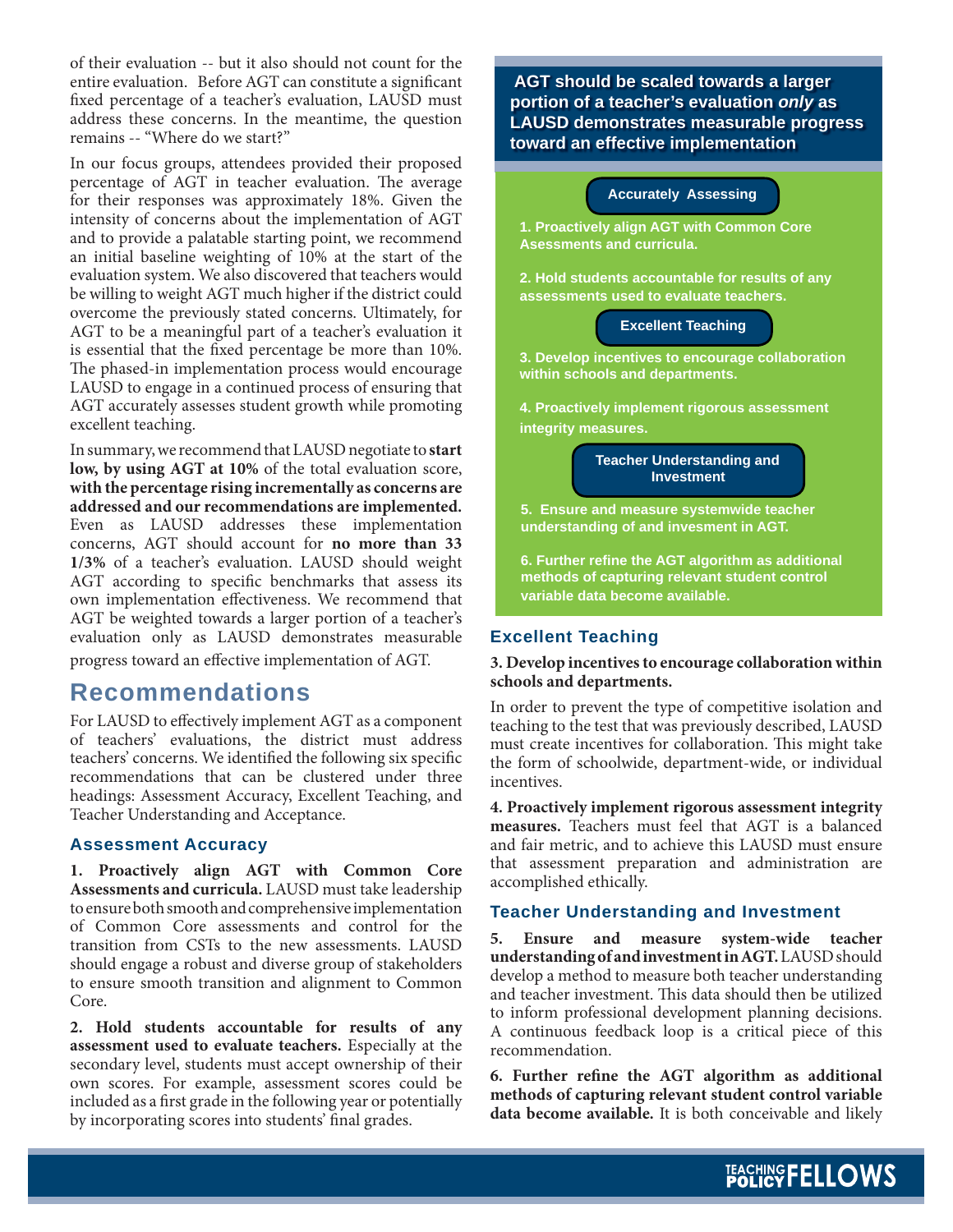of their evaluation -- but it also should not count for the entire evaluation. Before AGT can constitute a significant fixed percentage of a teacher's evaluation, LAUSD must address these concerns. In the meantime, the question remains -- "Where do we start?"

In our focus groups, attendees provided their proposed percentage of AGT in teacher evaluation. The average for their responses was approximately 18%. Given the intensity of concerns about the implementation of AGT and to provide a palatable starting point, we recommend an initial baseline weighting of 10% at the start of the evaluation system. We also discovered that teachers would be willing to weight AGT much higher if the district could overcome the previously stated concerns. Ultimately, for AGT to be a meaningful part of a teacher's evaluation it is essential that the fixed percentage be more than 10%. The phased-in implementation process would encourage LAUSD to engage in a continued process of ensuring that AGT accurately assesses student growth while promoting excellent teaching.

In summary, we recommend that LAUSD negotiate to **start low, by using AGT at 10%** of the total evaluation score, **with the percentage rising incrementally as concerns are addressed and our recommendations are implemented.** Even as LAUSD addresses these implementation concerns, AGT should account for **no more than 33 1/3%** of a teacher's evaluation. LAUSD should weight AGT according to specific benchmarks that assess its own implementation effectiveness. We recommend that AGT be weighted towards a larger portion of a teacher's evaluation only as LAUSD demonstrates measurable progress toward an effective implementation of AGT.

## Recommendations

For LAUSD to effectively implement AGT as a component of teachers' evaluations, the district must address teachers' concerns. We identified the following six specific recommendations that can be clustered under three headings: Assessment Accuracy, Excellent Teaching, and Teacher Understanding and Acceptance.

### Assessment Accuracy

**1. Proactively align AGT with Common Core Assessments and curricula.** LAUSD must take leadership to ensure both smooth and comprehensive implementation of Common Core assessments and control for the transition from CSTs to the new assessments. LAUSD should engage a robust and diverse group of stakeholders to ensure smooth transition and alignment to Common Core.

**2. Hold students accountable for results of any assessment used to evaluate teachers.** Especially at the secondary level, students must accept ownership of their own scores. For example, assessment scores could be included as a first grade in the following year or potentially by incorporating scores into students' final grades.

**AGT should be scaled towards a larger portion of a teacher's evaluation *only* as LAUSD demonstrates measurable progress toward an effective implementation**

**Accurately Assessing**

**1. Proactively align AGT with Common Core Asessments and curricula.**

**2. Hold students accountable for results of any assessments used to evaluate teachers.**

**Excellent Teaching**

**3. Develop incentives to encourage collaboration within schools and departments.**

**4. Proactively implement rigorous assessment integrity measures.**

**Teacher Understanding and Investment**

**5. Ensure and measure systemwide teacher understanding of and invesment in AGT.**

**6. Further refine the AGT algorithm as additional methods of capturing relevant student control variable data become available.**

### Excellent Teaching

**3. Develop incentives to encourage collaboration within schools and departments.**

In order to prevent the type of competitive isolation and teaching to the test that was previously described, LAUSD must create incentives for collaboration. This might take the form of schoolwide, department-wide, or individual incentives.

**4. Proactively implement rigorous assessment integrity measures.** Teachers must feel that AGT is a balanced and fair metric, and to achieve this LAUSD must ensure that assessment preparation and administration are accomplished ethically.

### Teacher Understanding and Investment

**5. Ensure and measure system-wide teacher understanding of and investment in AGT.** LAUSD should develop a method to measure both teacher understanding and teacher investment. This data should then be utilized to inform professional development planning decisions. A continuous feedback loop is a critical piece of this recommendation.

**6. Further refine the AGT algorithm as additional methods of capturing relevant student control variable data become available.** It is both conceivable and likely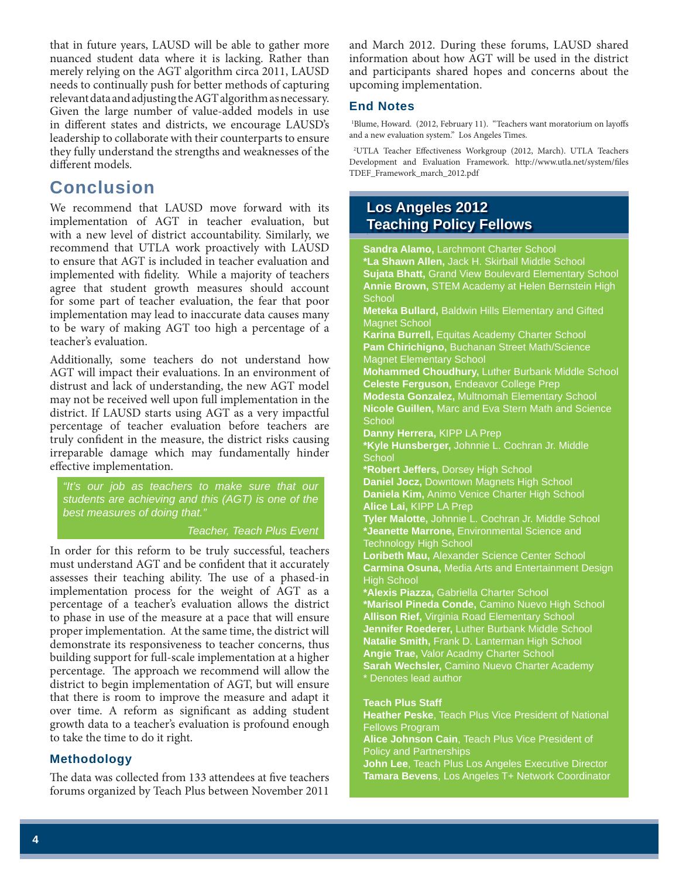that in future years, LAUSD will be able to gather more nuanced student data where it is lacking. Rather than merely relying on the AGT algorithm circa 2011, LAUSD needs to continually push for better methods of capturing relevant data and adjusting the AGT algorithm as necessary. Given the large number of value-added models in use in different states and districts, we encourage LAUSD's leadership to collaborate with their counterparts to ensure they fully understand the strengths and weaknesses of the different models.

## Conclusion

We recommend that LAUSD move forward with its implementation of AGT in teacher evaluation, but with a new level of district accountability. Similarly, we recommend that UTLA work proactively with LAUSD to ensure that AGT is included in teacher evaluation and implemented with fidelity. While a majority of teachers agree that student growth measures should account for some part of teacher evaluation, the fear that poor implementation may lead to inaccurate data causes many to be wary of making AGT too high a percentage of a teacher's evaluation.

Additionally, some teachers do not understand how AGT will impact their evaluations. In an environment of distrust and lack of understanding, the new AGT model may not be received well upon full implementation in the district. If LAUSD starts using AGT as a very impactful percentage of teacher evaluation before teachers are truly confident in the measure, the district risks causing irreparable damage which may fundamentally hinder effective implementation.

> *"It's our job as teachers to make sure that our students are achieving and this (AGT) is one of the best measures of doing that."*
>
> *Teacher, Teach Plus Event*

In order for this reform to be truly successful, teachers must understand AGT and be confident that it accurately assesses their teaching ability. The use of a phased-in implementation process for the weight of AGT as a percentage of a teacher's evaluation allows the district to phase in use of the measure at a pace that will ensure proper implementation. At the same time, the district will demonstrate its responsiveness to teacher concerns, thus building support for full-scale implementation at a higher percentage. The approach we recommend will allow the district to begin implementation of AGT, but will ensure that there is room to improve the measure and adapt it over time. A reform as significant as adding student growth data to a teacher's evaluation is profound enough to take the time to do it right.

### Methodology

The data was collected from 133 attendees at five teachers forums organized by Teach Plus between November 2011 and March 2012. During these forums, LAUSD shared information about how AGT will be used in the district and participants shared hopes and concerns about the upcoming implementation.

### End Notes

[1]Blume, Howard. (2012, February 11). "Teachers want moratorium on layoffs and a new evaluation system." Los Angeles Times.

[2]UTLA Teacher Effectiveness Workgroup (2012, March). UTLA Teachers Development and Evaluation Framework. http://www.utla.net/system/files TDEF_Framework_march_2012.pdf

## Los Angeles 2012 Teaching Policy Fellows

**Sandra Alamo,** Larchmont Charter School
**\*La Shawn Allen,** Jack H. Skirball Middle School
**Sujata Bhatt,** Grand View Boulevard Elementary School
**Annie Brown,** STEM Academy at Helen Bernstein High School
**Meteka Bullard,** Baldwin Hills Elementary and Gifted Magnet School
**Karina Burrell,** Equitas Academy Charter School
**Pam Chirichigno,** Buchanan Street Math/Science Magnet Elementary School
**Mohammed Choudhury,** Luther Burbank Middle School
**Celeste Ferguson,** Endeavor College Prep
**Modesta Gonzalez,** Multnomah Elementary School
**Nicole Guillen,** Marc and Eva Stern Math and Science School
**Danny Herrera,** KIPP LA Prep
**\*Kyle Hunsberger,** Johnnie L. Cochran Jr. Middle School
**\*Robert Jeffers,** Dorsey High School
**Daniel Jocz,** Downtown Magnets High School
**Daniela Kim,** Animo Venice Charter High School
**Alice Lai,** KIPP LA Prep
**Tyler Malotte,** Johnnie L. Cochran Jr. Middle School
**\*Jeanette Marrone,** Environmental Science and Technology High School
**Loribeth Mau,** Alexander Science Center School
**Carmina Osuna,** Media Arts and Entertainment Design High School
**\*Alexis Piazza,** Gabriella Charter School
**\*Marisol Pineda Conde,** Camino Nuevo High School
**Allison Rief,** Virginia Road Elementary School
**Jennifer Roederer,** Luther Burbank Middle School
**Natalie Smith,** Frank D. Lanterman High School
**Angie Trae,** Valor Acadmy Charter School
**Sarah Wechsler,** Camino Nuevo Charter Academy
\* Denotes lead author

**Teach Plus Staff**
**Heather Peske**, Teach Plus Vice President of National Fellows Program
**Alice Johnson Cain**, Teach Plus Vice President of Policy and Partnerships
**John Lee**, Teach Plus Los Angeles Executive Director
**Tamara Bevens**, Los Angeles T+ Network Coordinator